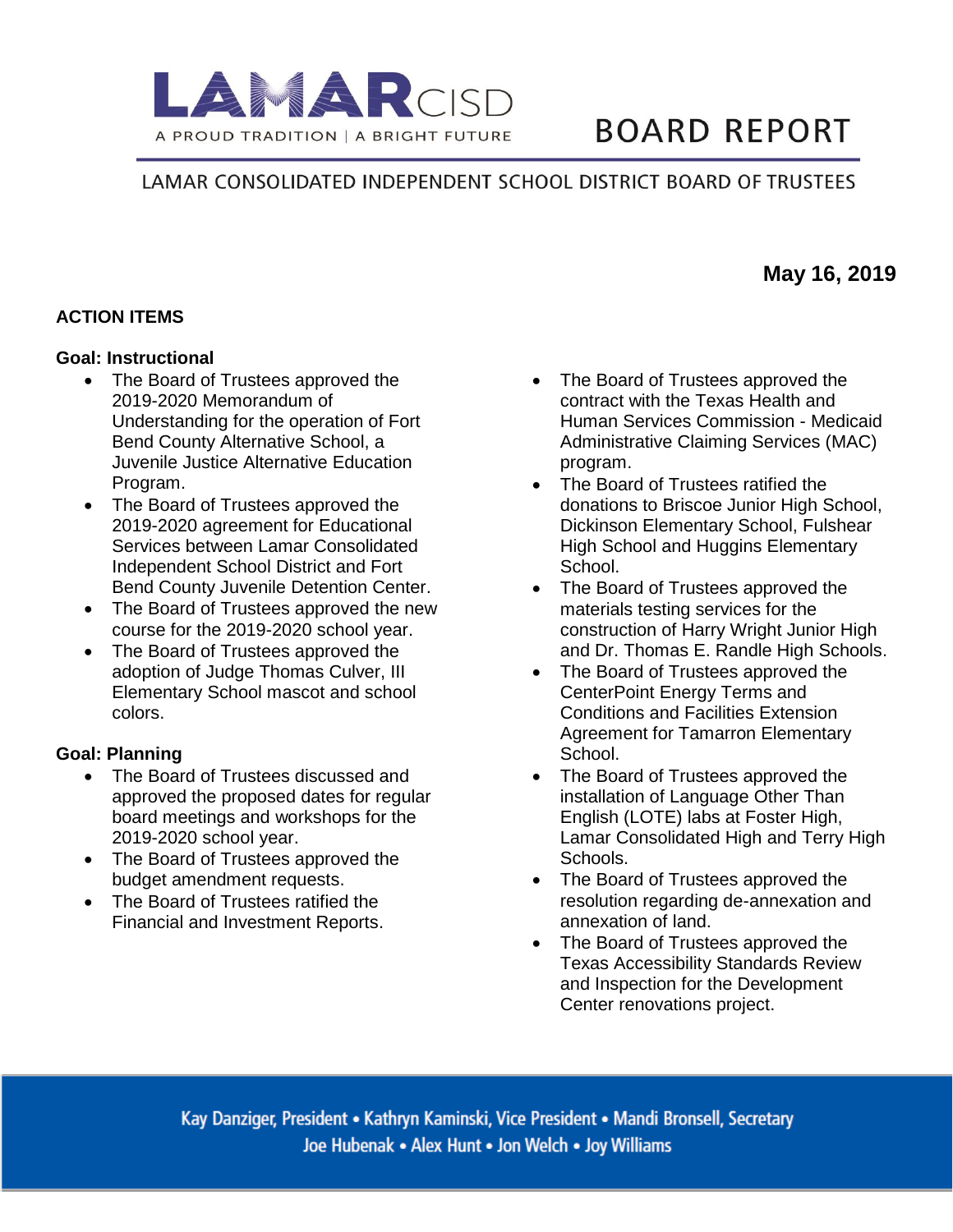# LAMAR CISD

A PROUD TRADITION | A BRIGHT FUTURE

# BOARD REPORT

LAMAR CONSOLIDATED INDEPENDENT SCHOOL DISTRICT BOARD OF TRUSTEES

**May 16, 2019**

## ACTION ITEMS

### Goal: Instructional

- The Board of Trustees approved the 2019-2020 Memorandum of Understanding for the operation of Fort Bend County Alternative School, a Juvenile Justice Alternative Education Program.
- The Board of Trustees approved the 2019-2020 agreement for Educational Services between Lamar Consolidated Independent School District and Fort Bend County Juvenile Detention Center.
- The Board of Trustees approved the new course for the 2019-2020 school year.
- The Board of Trustees approved the adoption of Judge Thomas Culver, III Elementary School mascot and school colors.

### Goal: Planning

- The Board of Trustees discussed and approved the proposed dates for regular board meetings and workshops for the 2019-2020 school year.
- The Board of Trustees approved the budget amendment requests.
- The Board of Trustees ratified the Financial and Investment Reports.
- The Board of Trustees approved the contract with the Texas Health and Human Services Commission - Medicaid Administrative Claiming Services (MAC) program.
- The Board of Trustees ratified the donations to Briscoe Junior High School, Dickinson Elementary School, Fulshear High School and Huggins Elementary School.
- The Board of Trustees approved the materials testing services for the construction of Harry Wright Junior High and Dr. Thomas E. Randle High Schools.
- The Board of Trustees approved the CenterPoint Energy Terms and Conditions and Facilities Extension Agreement for Tamarron Elementary School.
- The Board of Trustees approved the installation of Language Other Than English (LOTE) labs at Foster High, Lamar Consolidated High and Terry High Schools.
- The Board of Trustees approved the resolution regarding de-annexation and annexation of land.
- The Board of Trustees approved the Texas Accessibility Standards Review and Inspection for the Development Center renovations project.

Kay Danziger, President • Kathryn Kaminski, Vice President • Mandi Bronsell, Secretary
Joe Hubenak • Alex Hunt • Jon Welch • Joy Williams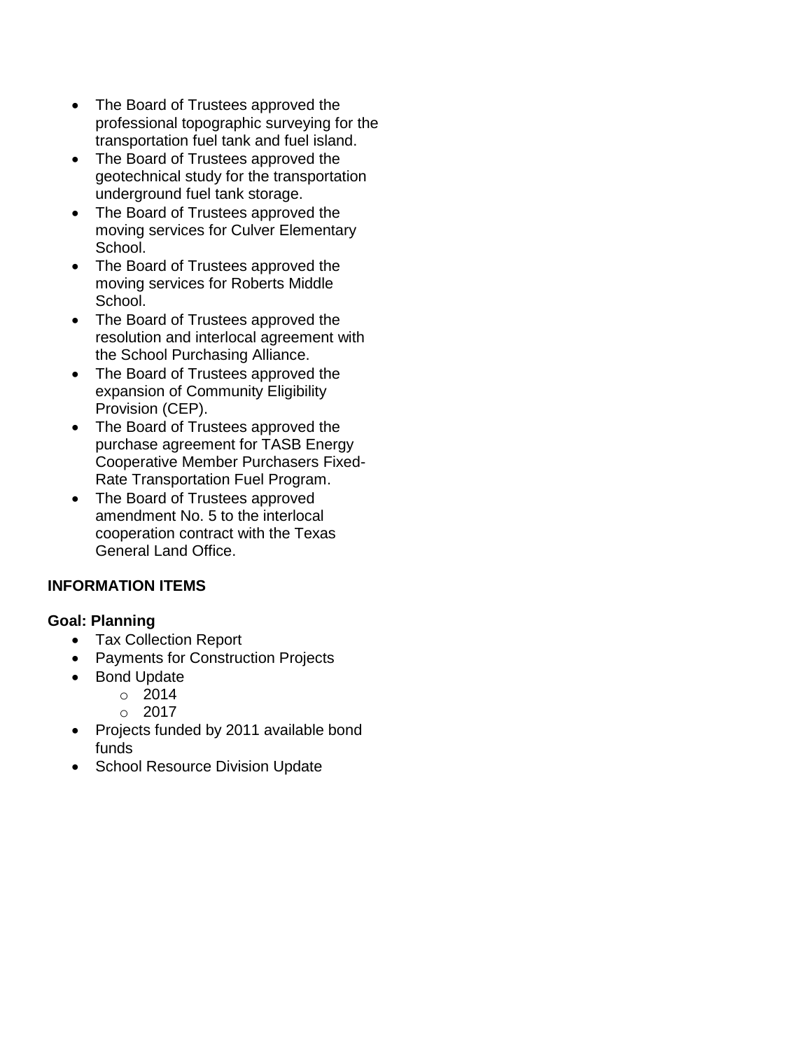- The Board of Trustees approved the professional topographic surveying for the transportation fuel tank and fuel island.
- The Board of Trustees approved the geotechnical study for the transportation underground fuel tank storage.
- The Board of Trustees approved the moving services for Culver Elementary School.
- The Board of Trustees approved the moving services for Roberts Middle School.
- The Board of Trustees approved the resolution and interlocal agreement with the School Purchasing Alliance.
- The Board of Trustees approved the expansion of Community Eligibility Provision (CEP).
- The Board of Trustees approved the purchase agreement for TASB Energy Cooperative Member Purchasers Fixed-Rate Transportation Fuel Program.
- The Board of Trustees approved amendment No. 5 to the interlocal cooperation contract with the Texas General Land Office.

**INFORMATION ITEMS**

**Goal: Planning**

- Tax Collection Report
- Payments for Construction Projects
- Bond Update
  - 2014
  - 2017
- Projects funded by 2011 available bond funds
- School Resource Division Update